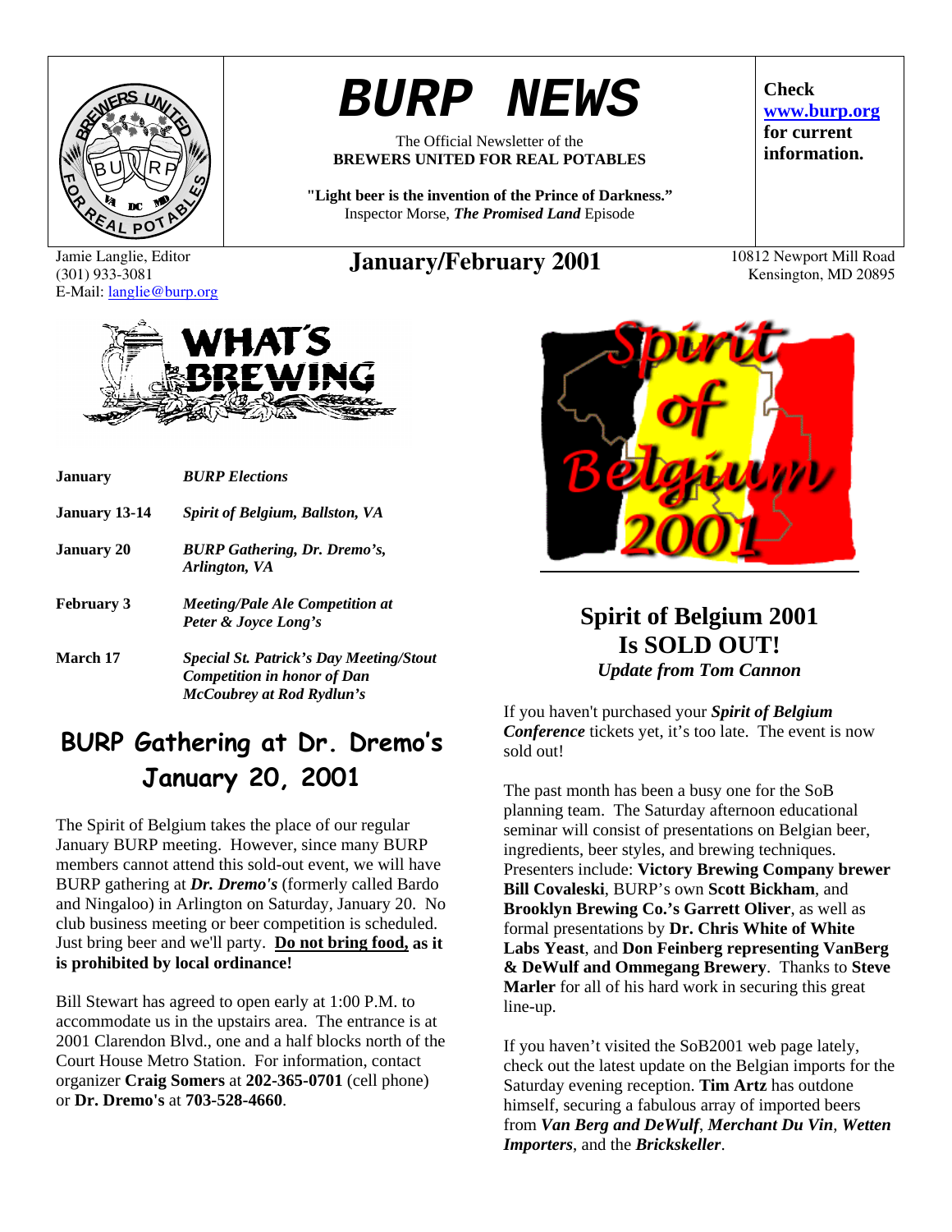# BURP NEWS

The Official Newsletter of the
**BREWERS UNITED FOR REAL POTABLES**

**"Light beer is the invention of the Prince of Darkness."**
Inspector Morse, ***The Promised Land*** Episode

**Check www.burp.org for current information.**

Jamie Langlie, Editor
(301) 933-3081
E-Mail: langlie@burp.org

## January/February 2001

10812 Newport Mill Road
Kensington, MD 20895

## WHAT'S BREWING

| | |
|---|---|
| **January** | ***BURP Elections*** |
| **January 13-14** | ***Spirit of Belgium, Ballston, VA*** |
| **January 20** | ***BURP Gathering, Dr. Dremo's, Arlington, VA*** |
| **February 3** | ***Meeting/Pale Ale Competition at Peter & Joyce Long's*** |
| **March 17** | ***Special St. Patrick's Day Meeting/Stout Competition in honor of Dan McCoubrey at Rod Rydlun's*** |

## BURP Gathering at Dr. Dremo's January 20, 2001

The Spirit of Belgium takes the place of our regular January BURP meeting. However, since many BURP members cannot attend this sold-out event, we will have BURP gathering at ***Dr. Dremo's*** (formerly called Bardo and Ningaloo) in Arlington on Saturday, January 20. No club business meeting or beer competition is scheduled. Just bring beer and we'll party. **Do not bring food, as it is prohibited by local ordinance!**

Bill Stewart has agreed to open early at 1:00 P.M. to accommodate us in the upstairs area. The entrance is at 2001 Clarendon Blvd., one and a half blocks north of the Court House Metro Station. For information, contact organizer **Craig Somers** at **202-365-0701** (cell phone) or **Dr. Dremo's** at **703-528-4660**.

## Spirit of Belgium 2001 Is SOLD OUT!

*Update from Tom Cannon*

If you haven't purchased your ***Spirit of Belgium Conference*** tickets yet, it's too late. The event is now sold out!

The past month has been a busy one for the SoB planning team. The Saturday afternoon educational seminar will consist of presentations on Belgian beer, ingredients, beer styles, and brewing techniques. Presenters include: **Victory Brewing Company brewer Bill Covaleski**, BURP's own **Scott Bickham**, and **Brooklyn Brewing Co.'s Garrett Oliver**, as well as formal presentations by **Dr. Chris White of White Labs Yeast**, and **Don Feinberg representing VanBerg & DeWulf and Ommegang Brewery**. Thanks to **Steve Marler** for all of his hard work in securing this great line-up.

If you haven't visited the SoB2001 web page lately, check out the latest update on the Belgian imports for the Saturday evening reception. **Tim Artz** has outdone himself, securing a fabulous array of imported beers from ***Van Berg and DeWulf***, ***Merchant Du Vin***, ***Wetten Importers***, and the ***Brickskeller***.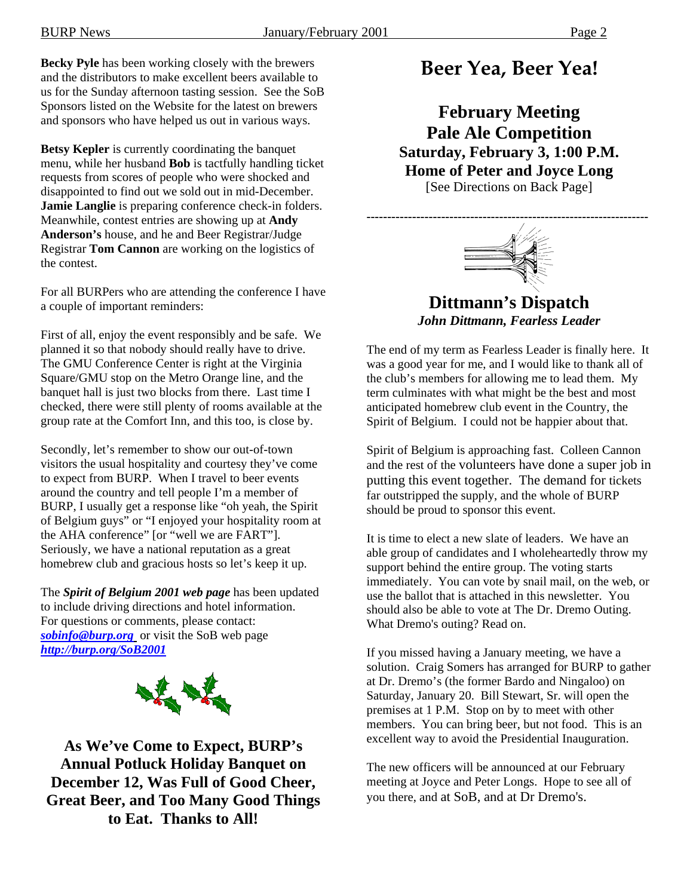**Becky Pyle** has been working closely with the brewers and the distributors to make excellent beers available to us for the Sunday afternoon tasting session. See the SoB Sponsors listed on the Website for the latest on brewers and sponsors who have helped us out in various ways.

**Betsy Kepler** is currently coordinating the banquet menu, while her husband **Bob** is tactfully handling ticket requests from scores of people who were shocked and disappointed to find out we sold out in mid-December. **Jamie Langlie** is preparing conference check-in folders. Meanwhile, contest entries are showing up at **Andy Anderson's** house, and he and Beer Registrar/Judge Registrar **Tom Cannon** are working on the logistics of the contest.

For all BURPers who are attending the conference I have a couple of important reminders:

First of all, enjoy the event responsibly and be safe. We planned it so that nobody should really have to drive. The GMU Conference Center is right at the Virginia Square/GMU stop on the Metro Orange line, and the banquet hall is just two blocks from there. Last time I checked, there were still plenty of rooms available at the group rate at the Comfort Inn, and this too, is close by.

Secondly, let's remember to show our out-of-town visitors the usual hospitality and courtesy they've come to expect from BURP. When I travel to beer events around the country and tell people I'm a member of BURP, I usually get a response like "oh yeah, the Spirit of Belgium guys" or "I enjoyed your hospitality room at the AHA conference" [or "well we are FART"]. Seriously, we have a national reputation as a great homebrew club and gracious hosts so let's keep it up.

The ***Spirit of Belgium 2001 web page*** has been updated to include driving directions and hotel information. For questions or comments, please contact: ***sobinfo@burp.org*** or visit the SoB web page ***http://burp.org/SoB2001***

**As We've Come to Expect, BURP's Annual Potluck Holiday Banquet on December 12, Was Full of Good Cheer, Great Beer, and Too Many Good Things to Eat. Thanks to All!**

# Beer Yea, Beer Yea!

## February Meeting
## Pale Ale Competition
### Saturday, February 3, 1:00 P.M.
### Home of Peter and Joyce Long
[See Directions on Back Page]

---

## Dittmann's Dispatch
***John Dittmann, Fearless Leader***

The end of my term as Fearless Leader is finally here. It was a good year for me, and I would like to thank all of the club's members for allowing me to lead them. My term culminates with what might be the best and most anticipated homebrew club event in the Country, the Spirit of Belgium. I could not be happier about that.

Spirit of Belgium is approaching fast. Colleen Cannon and the rest of the volunteers have done a super job in putting this event together. The demand for tickets far outstripped the supply, and the whole of BURP should be proud to sponsor this event.

It is time to elect a new slate of leaders. We have an able group of candidates and I wholeheartedly throw my support behind the entire group. The voting starts immediately. You can vote by snail mail, on the web, or use the ballot that is attached in this newsletter. You should also be able to vote at The Dr. Dremo Outing. What Dremo's outing? Read on.

If you missed having a January meeting, we have a solution. Craig Somers has arranged for BURP to gather at Dr. Dremo's (the former Bardo and Ningaloo) on Saturday, January 20. Bill Stewart, Sr. will open the premises at 1 P.M. Stop on by to meet with other members. You can bring beer, but not food. This is an excellent way to avoid the Presidential Inauguration.

The new officers will be announced at our February meeting at Joyce and Peter Longs. Hope to see all of you there, and at SoB, and at Dr Dremo's.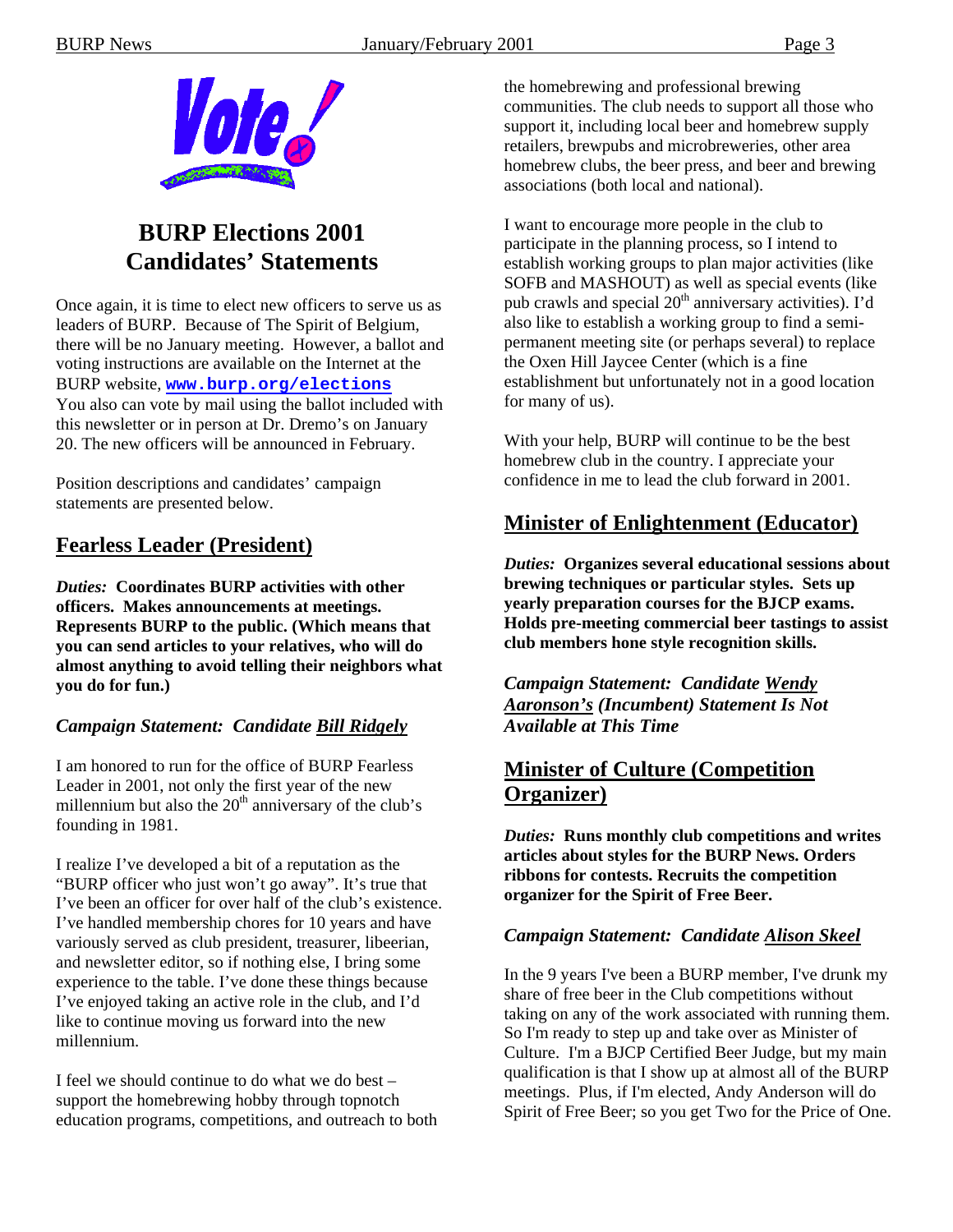# BURP Elections 2001 Candidates' Statements

Once again, it is time to elect new officers to serve us as leaders of BURP. Because of The Spirit of Belgium, there will be no January meeting. However, a ballot and voting instructions are available on the Internet at the BURP website, **www.burp.org/elections** You also can vote by mail using the ballot included with this newsletter or in person at Dr. Dremo's on January 20. The new officers will be announced in February.

Position descriptions and candidates' campaign statements are presented below.

## Fearless Leader (President)

***Duties:*** **Coordinates BURP activities with other officers. Makes announcements at meetings. Represents BURP to the public. (Which means that you can send articles to your relatives, who will do almost anything to avoid telling their neighbors what you do for fun.)**

### *Campaign Statement: Candidate Bill Ridgely*

I am honored to run for the office of BURP Fearless Leader in 2001, not only the first year of the new millennium but also the 20th anniversary of the club's founding in 1981.

I realize I've developed a bit of a reputation as the "BURP officer who just won't go away". It's true that I've been an officer for over half of the club's existence. I've handled membership chores for 10 years and have variously served as club president, treasurer, libeerian, and newsletter editor, so if nothing else, I bring some experience to the table. I've done these things because I've enjoyed taking an active role in the club, and I'd like to continue moving us forward into the new millennium.

I feel we should continue to do what we do best – support the homebrewing hobby through topnotch education programs, competitions, and outreach to both the homebrewing and professional brewing communities. The club needs to support all those who support it, including local beer and homebrew supply retailers, brewpubs and microbreweries, other area homebrew clubs, the beer press, and beer and brewing associations (both local and national).

I want to encourage more people in the club to participate in the planning process, so I intend to establish working groups to plan major activities (like SOFB and MASHOUT) as well as special events (like pub crawls and special 20th anniversary activities). I'd also like to establish a working group to find a semi-permanent meeting site (or perhaps several) to replace the Oxen Hill Jaycee Center (which is a fine establishment but unfortunately not in a good location for many of us).

With your help, BURP will continue to be the best homebrew club in the country. I appreciate your confidence in me to lead the club forward in 2001.

## Minister of Enlightenment (Educator)

***Duties:*** **Organizes several educational sessions about brewing techniques or particular styles. Sets up yearly preparation courses for the BJCP exams. Holds pre-meeting commercial beer tastings to assist club members hone style recognition skills.**

### *Campaign Statement: Candidate Wendy Aaronson's (Incumbent) Statement Is Not Available at This Time*

## Minister of Culture (Competition Organizer)

***Duties:*** **Runs monthly club competitions and writes articles about styles for the BURP News. Orders ribbons for contests. Recruits the competition organizer for the Spirit of Free Beer.**

### *Campaign Statement: Candidate Alison Skeel*

In the 9 years I've been a BURP member, I've drunk my share of free beer in the Club competitions without taking on any of the work associated with running them. So I'm ready to step up and take over as Minister of Culture. I'm a BJCP Certified Beer Judge, but my main qualification is that I show up at almost all of the BURP meetings. Plus, if I'm elected, Andy Anderson will do Spirit of Free Beer; so you get Two for the Price of One.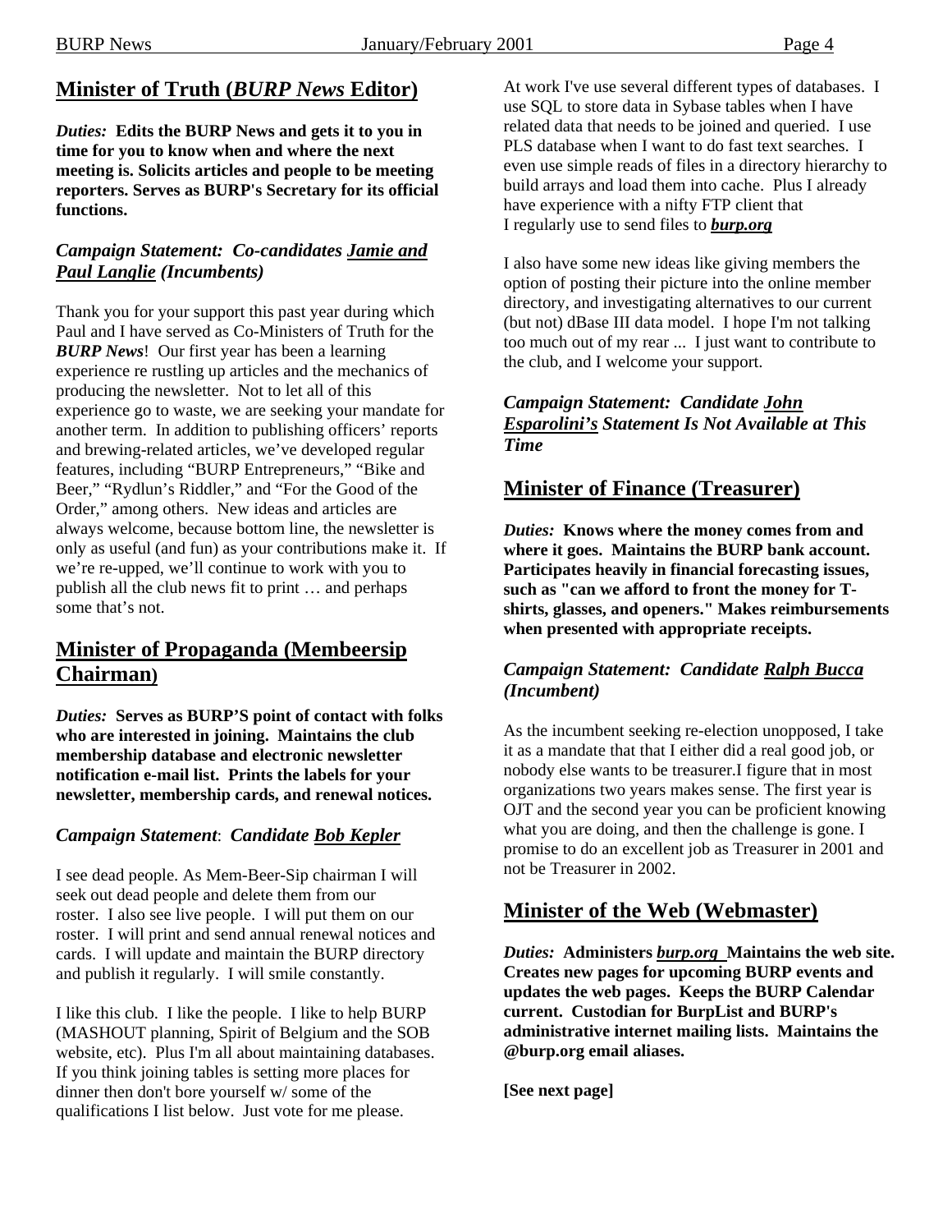## Minister of Truth (*BURP News* Editor)

***Duties:*** **Edits the BURP News and gets it to you in time for you to know when and where the next meeting is. Solicits articles and people to be meeting reporters. Serves as BURP's Secretary for its official functions.**

### *Campaign Statement: Co-candidates Jamie and Paul Langlie (Incumbents)*

Thank you for your support this past year during which Paul and I have served as Co-Ministers of Truth for the ***BURP News***! Our first year has been a learning experience re rustling up articles and the mechanics of producing the newsletter. Not to let all of this experience go to waste, we are seeking your mandate for another term. In addition to publishing officers' reports and brewing-related articles, we've developed regular features, including "BURP Entrepreneurs," "Bike and Beer," "Rydlun's Riddler," and "For the Good of the Order," among others. New ideas and articles are always welcome, because bottom line, the newsletter is only as useful (and fun) as your contributions make it. If we're re-upped, we'll continue to work with you to publish all the club news fit to print … and perhaps some that's not.

## Minister of Propaganda (Membeersip Chairman)

***Duties:*** **Serves as BURP'S point of contact with folks who are interested in joining. Maintains the club membership database and electronic newsletter notification e-mail list. Prints the labels for your newsletter, membership cards, and renewal notices.**

### *Campaign Statement: Candidate Bob Kepler*

I see dead people. As Mem-Beer-Sip chairman I will seek out dead people and delete them from our roster. I also see live people. I will put them on our roster. I will print and send annual renewal notices and cards. I will update and maintain the BURP directory and publish it regularly. I will smile constantly.

I like this club. I like the people. I like to help BURP (MASHOUT planning, Spirit of Belgium and the SOB website, etc). Plus I'm all about maintaining databases. If you think joining tables is setting more places for dinner then don't bore yourself w/ some of the qualifications I list below. Just vote for me please.

At work I've use several different types of databases. I use SQL to store data in Sybase tables when I have related data that needs to be joined and queried. I use PLS database when I want to do fast text searches. I even use simple reads of files in a directory hierarchy to build arrays and load them into cache. Plus I already have experience with a nifty FTP client that I regularly use to send files to ***burp.org***

I also have some new ideas like giving members the option of posting their picture into the online member directory, and investigating alternatives to our current (but not) dBase III data model. I hope I'm not talking too much out of my rear ... I just want to contribute to the club, and I welcome your support.

### *Campaign Statement: Candidate John Esparolini's Statement Is Not Available at This Time*

## Minister of Finance (Treasurer)

***Duties:*** **Knows where the money comes from and where it goes. Maintains the BURP bank account. Participates heavily in financial forecasting issues, such as "can we afford to front the money for T-shirts, glasses, and openers." Makes reimbursements when presented with appropriate receipts.**

### *Campaign Statement: Candidate Ralph Bucca (Incumbent)*

As the incumbent seeking re-election unopposed, I take it as a mandate that that I either did a real good job, or nobody else wants to be treasurer.I figure that in most organizations two years makes sense. The first year is OJT and the second year you can be proficient knowing what you are doing, and then the challenge is gone. I promise to do an excellent job as Treasurer in 2001 and not be Treasurer in 2002.

## Minister of the Web (Webmaster)

***Duties:*** **Administers *burp.org* Maintains the web site. Creates new pages for upcoming BURP events and updates the web pages. Keeps the BURP Calendar current. Custodian for BurpList and BURP's administrative internet mailing lists. Maintains the @burp.org email aliases.**

**[See next page]**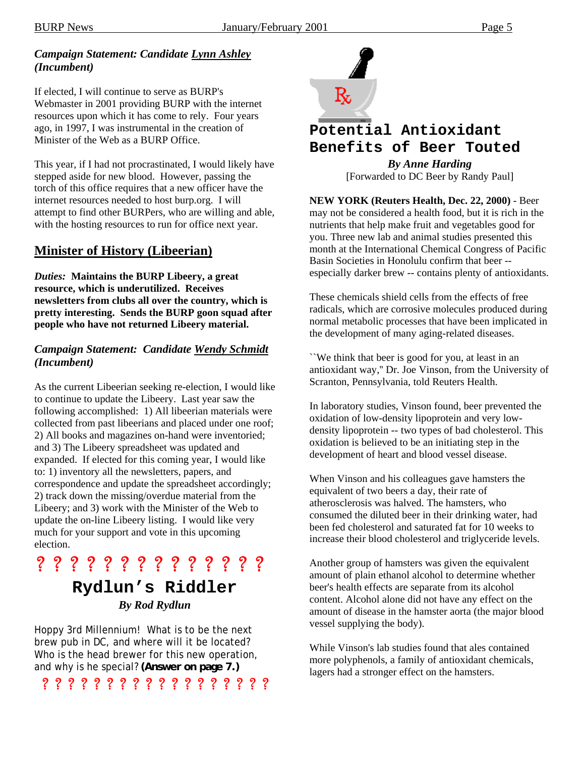### *Campaign Statement: Candidate Lynn Ashley (Incumbent)*

If elected, I will continue to serve as BURP's Webmaster in 2001 providing BURP with the internet resources upon which it has come to rely. Four years ago, in 1997, I was instrumental in the creation of Minister of the Web as a BURP Office.

This year, if I had not procrastinated, I would likely have stepped aside for new blood. However, passing the torch of this office requires that a new officer have the internet resources needed to host burp.org. I will attempt to find other BURPers, who are willing and able, with the hosting resources to run for office next year.

## Minister of History (Libeerian)

***Duties:* Maintains the BURP Libeery, a great resource, which is underutilized. Receives newsletters from clubs all over the country, which is pretty interesting. Sends the BURP goon squad after people who have not returned Libeery material.**

### *Campaign Statement: Candidate Wendy Schmidt (Incumbent)*

As the current Libeerian seeking re-election, I would like to continue to update the Libeery. Last year saw the following accomplished: 1) All libeerian materials were collected from past libeerians and placed under one roof; 2) All books and magazines on-hand were inventoried; and 3) The Libeery spreadsheet was updated and expanded. If elected for this coming year, I would like to: 1) inventory all the newsletters, papers, and correspondence and update the spreadsheet accordingly; 2) track down the missing/overdue material from the Libeery; and 3) work with the Minister of the Web to update the on-line Libeery listing. I would like very much for your support and vote in this upcoming election.

? ? ? ? ? ? ? ? ? ? ? ? ? ? 

## Rydlun's Riddler

***By Rod Rydlun***

Hoppy 3rd Millennium! What is to be the next brew pub in DC, and where will it be located? Who is the head brewer for this new operation, and why is he special? **(Answer on page 7.)**

? ? ? ? ? ? ? ? ? ? ? ? ? ? ? ? ? ? 

## Potential Antioxidant Benefits of Beer Touted

***By Anne Harding***

[Forwarded to DC Beer by Randy Paul]

**NEW YORK (Reuters Health, Dec. 22, 2000)** - Beer may not be considered a health food, but it is rich in the nutrients that help make fruit and vegetables good for you. Three new lab and animal studies presented this month at the International Chemical Congress of Pacific Basin Societies in Honolulu confirm that beer -- especially darker brew -- contains plenty of antioxidants.

These chemicals shield cells from the effects of free radicals, which are corrosive molecules produced during normal metabolic processes that have been implicated in the development of many aging-related diseases.

``We think that beer is good for you, at least in an antioxidant way,'' Dr. Joe Vinson, from the University of Scranton, Pennsylvania, told Reuters Health.

In laboratory studies, Vinson found, beer prevented the oxidation of low-density lipoprotein and very low-density lipoprotein -- two types of bad cholesterol. This oxidation is believed to be an initiating step in the development of heart and blood vessel disease.

When Vinson and his colleagues gave hamsters the equivalent of two beers a day, their rate of atherosclerosis was halved. The hamsters, who consumed the diluted beer in their drinking water, had been fed cholesterol and saturated fat for 10 weeks to increase their blood cholesterol and triglyceride levels.

Another group of hamsters was given the equivalent amount of plain ethanol alcohol to determine whether beer's health effects are separate from its alcohol content. Alcohol alone did not have any effect on the amount of disease in the hamster aorta (the major blood vessel supplying the body).

While Vinson's lab studies found that ales contained more polyphenols, a family of antioxidant chemicals, lagers had a stronger effect on the hamsters.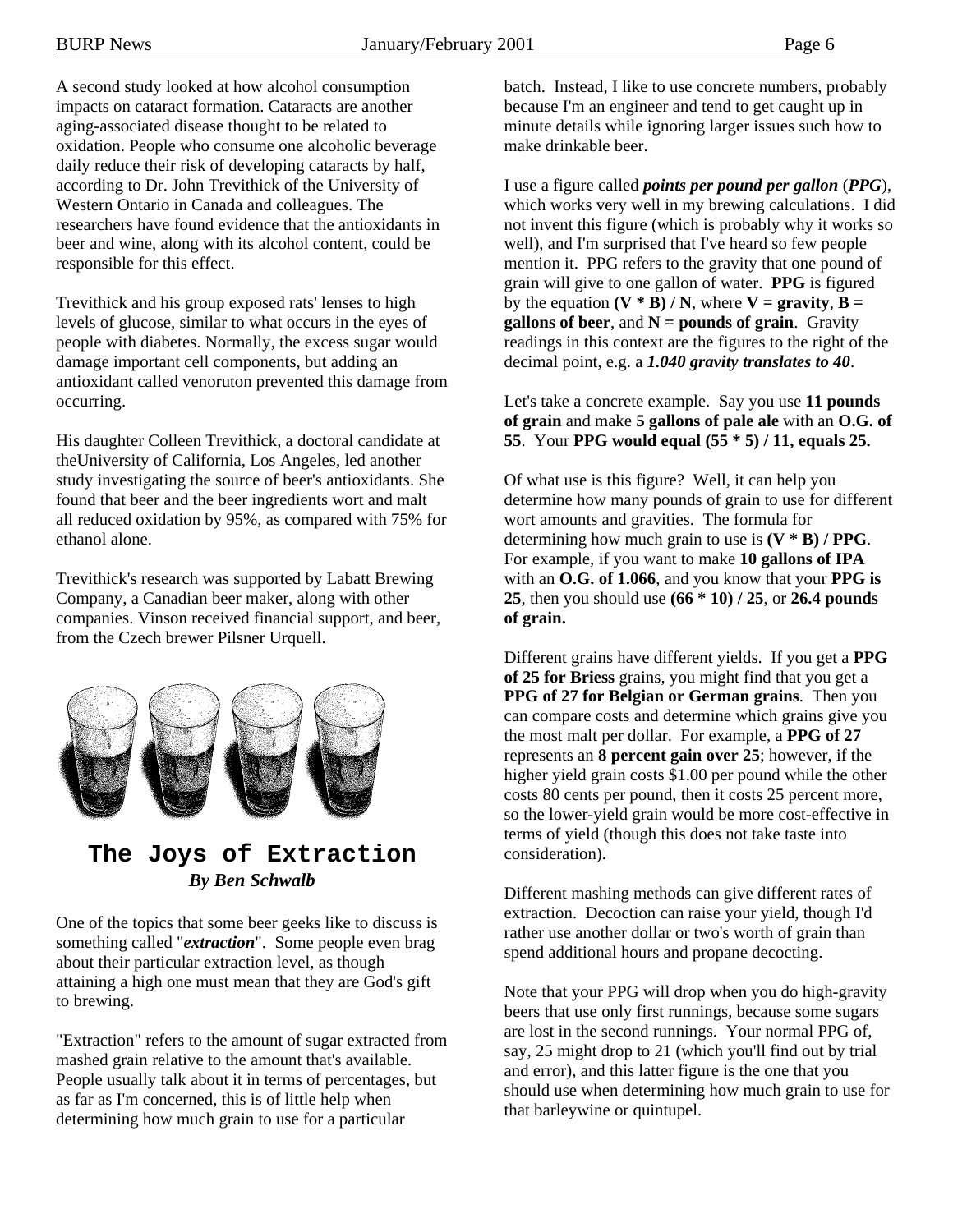A second study looked at how alcohol consumption impacts on cataract formation. Cataracts are another aging-associated disease thought to be related to oxidation. People who consume one alcoholic beverage daily reduce their risk of developing cataracts by half, according to Dr. John Trevithick of the University of Western Ontario in Canada and colleagues. The researchers have found evidence that the antioxidants in beer and wine, along with its alcohol content, could be responsible for this effect.

Trevithick and his group exposed rats' lenses to high levels of glucose, similar to what occurs in the eyes of people with diabetes. Normally, the excess sugar would damage important cell components, but adding an antioxidant called venoruton prevented this damage from occurring.

His daughter Colleen Trevithick, a doctoral candidate at theUniversity of California, Los Angeles, led another study investigating the source of beer's antioxidants. She found that beer and the beer ingredients wort and malt all reduced oxidation by 95%, as compared with 75% for ethanol alone.

Trevithick's research was supported by Labatt Brewing Company, a Canadian beer maker, along with other companies. Vinson received financial support, and beer, from the Czech brewer Pilsner Urquell.

## The Joys of Extraction

***By Ben Schwalb***

One of the topics that some beer geeks like to discuss is something called "***extraction***". Some people even brag about their particular extraction level, as though attaining a high one must mean that they are God's gift to brewing.

"Extraction" refers to the amount of sugar extracted from mashed grain relative to the amount that's available. People usually talk about it in terms of percentages, but as far as I'm concerned, this is of little help when determining how much grain to use for a particular batch. Instead, I like to use concrete numbers, probably because I'm an engineer and tend to get caught up in minute details while ignoring larger issues such how to make drinkable beer.

I use a figure called ***points per pound per gallon*** (***PPG***), which works very well in my brewing calculations. I did not invent this figure (which is probably why it works so well), and I'm surprised that I've heard so few people mention it. PPG refers to the gravity that one pound of grain will give to one gallon of water. **PPG** is figured by the equation **(V * B) / N**, where **V = gravity**, **B = gallons of beer**, and **N = pounds of grain**. Gravity readings in this context are the figures to the right of the decimal point, e.g. a ***1.040 gravity translates to 40***.

Let's take a concrete example. Say you use **11 pounds of grain** and make **5 gallons of pale ale** with an **O.G. of 55**. Your **PPG would equal (55 * 5) / 11, equals 25.**

Of what use is this figure? Well, it can help you determine how many pounds of grain to use for different wort amounts and gravities. The formula for determining how much grain to use is **(V * B) / PPG**. For example, if you want to make **10 gallons of IPA** with an **O.G. of 1.066**, and you know that your **PPG is 25**, then you should use **(66 * 10) / 25**, or **26.4 pounds of grain.**

Different grains have different yields. If you get a **PPG of 25 for Briess** grains, you might find that you get a **PPG of 27 for Belgian or German grains**. Then you can compare costs and determine which grains give you the most malt per dollar. For example, a **PPG of 27** represents an **8 percent gain over 25**; however, if the higher yield grain costs $1.00 per pound while the other costs 80 cents per pound, then it costs 25 percent more, so the lower-yield grain would be more cost-effective in terms of yield (though this does not take taste into consideration).

Different mashing methods can give different rates of extraction. Decoction can raise your yield, though I'd rather use another dollar or two's worth of grain than spend additional hours and propane decocting.

Note that your PPG will drop when you do high-gravity beers that use only first runnings, because some sugars are lost in the second runnings. Your normal PPG of, say, 25 might drop to 21 (which you'll find out by trial and error), and this latter figure is the one that you should use when determining how much grain to use for that barleywine or quintupel.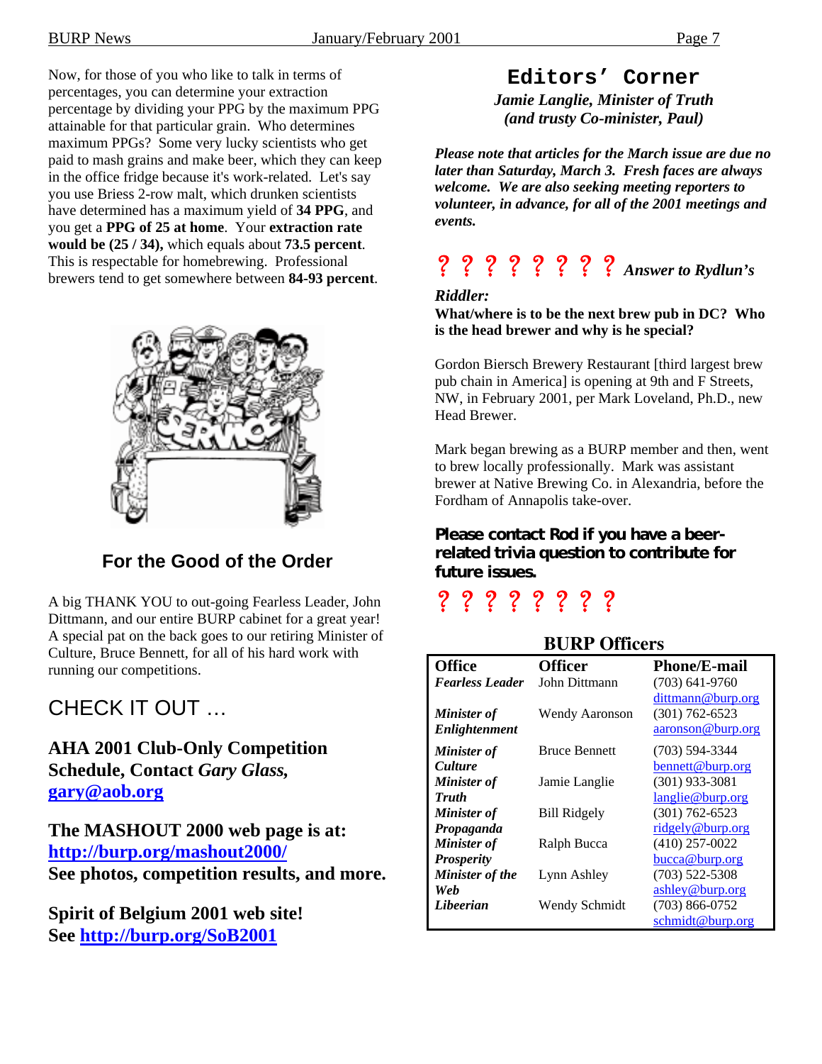Now, for those of you who like to talk in terms of percentages, you can determine your extraction percentage by dividing your PPG by the maximum PPG attainable for that particular grain. Who determines maximum PPGs? Some very lucky scientists who get paid to mash grains and make beer, which they can keep in the office fridge because it's work-related. Let's say you use Briess 2-row malt, which drunken scientists have determined has a maximum yield of **34 PPG**, and you get a **PPG of 25 at home**. Your **extraction rate would be (25 / 34),** which equals about **73.5 percent**. This is respectable for homebrewing. Professional brewers tend to get somewhere between **84-93 percent**.

## For the Good of the Order

A big THANK YOU to out-going Fearless Leader, John Dittmann, and our entire BURP cabinet for a great year! A special pat on the back goes to our retiring Minister of Culture, Bruce Bennett, for all of his hard work with running our competitions.

## CHECK IT OUT …

**AHA 2001 Club-Only Competition Schedule, Contact *Gary Glass*, gary@aob.org**

**The MASHOUT 2000 web page is at: http://burp.org/mashout2000/**
**See photos, competition results, and more.**

**Spirit of Belgium 2001 web site! See http://burp.org/SoB2001**

## Editors' Corner

***Jamie Langlie, Minister of Truth***
***(and trusty Co-minister, Paul)***

***Please note that articles for the March issue are due no later than Saturday, March 3. Fresh faces are always welcome. We are also seeking meeting reporters to volunteer, in advance, for all of the 2001 meetings and events.***

? ? ? ? ? ? ? ? ***Answer to Rydlun's Riddler:***

**What/where is to be the next brew pub in DC? Who is the head brewer and why is he special?**

Gordon Biersch Brewery Restaurant [third largest brew pub chain in America] is opening at 9th and F Streets, NW, in February 2001, per Mark Loveland, Ph.D., new Head Brewer.

Mark began brewing as a BURP member and then, went to brew locally professionally. Mark was assistant brewer at Native Brewing Co. in Alexandria, before the Fordham of Annapolis take-over.

**Please contact Rod if you have a beer-related trivia question to contribute for future issues.**

? ? ? ? ? ? ? ?

### BURP Officers

| Office | Officer | Phone/E-mail |
|---|---|---|
| *Fearless Leader* | John Dittmann | (703) 641-9760 dittmann@burp.org |
| *Minister of Enlightenment* | Wendy Aaronson | (301) 762-6523 aaronson@burp.org |
| *Minister of Culture* | Bruce Bennett | (703) 594-3344 bennett@burp.org |
| *Minister of Truth* | Jamie Langlie | (301) 933-3081 langlie@burp.org |
| *Minister of Propaganda* | Bill Ridgely | (301) 762-6523 ridgely@burp.org |
| *Minister of Prosperity* | Ralph Bucca | (410) 257-0022 bucca@burp.org |
| *Minister of the Web* | Lynn Ashley | (703) 522-5308 ashley@burp.org |
| *Libeerian* | Wendy Schmidt | (703) 866-0752 schmidt@burp.org |